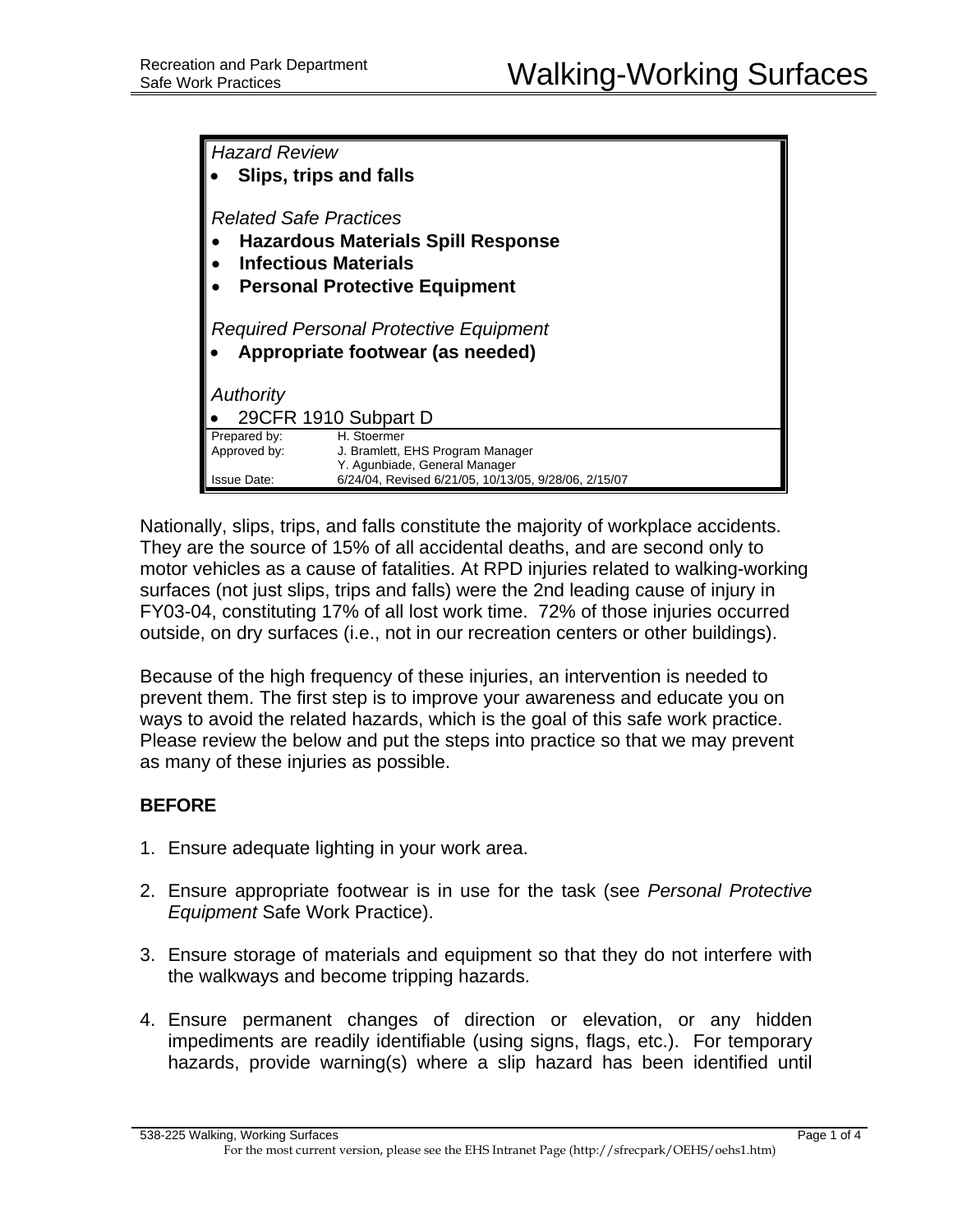# Walking-Working Surfaces

*Hazard Review*

- **Slips, trips and falls**

*Related Safe Practices*

- **Hazardous Materials Spill Response**
- **Infectious Materials**
- **Personal Protective Equipment**

*Required Personal Protective Equipment*

- **Appropriate footwear (as needed)**

*Authority*

- 29CFR 1910 Subpart D

| | |
|---|---|
| Prepared by: | H. Stoermer |
| Approved by: | J. Bramlett, EHS Program Manager<br>Y. Agunbiade, General Manager |
| Issue Date: | 6/24/04, Revised 6/21/05, 10/13/05, 9/28/06, 2/15/07 |

Nationally, slips, trips, and falls constitute the majority of workplace accidents. They are the source of 15% of all accidental deaths, and are second only to motor vehicles as a cause of fatalities. At RPD injuries related to walking-working surfaces (not just slips, trips and falls) were the 2nd leading cause of injury in FY03-04, constituting 17% of all lost work time. 72% of those injuries occurred outside, on dry surfaces (i.e., not in our recreation centers or other buildings).

Because of the high frequency of these injuries, an intervention is needed to prevent them. The first step is to improve your awareness and educate you on ways to avoid the related hazards, which is the goal of this safe work practice. Please review the below and put the steps into practice so that we may prevent as many of these injuries as possible.

**BEFORE**

1. Ensure adequate lighting in your work area.

2. Ensure appropriate footwear is in use for the task (see *Personal Protective Equipment* Safe Work Practice).

3. Ensure storage of materials and equipment so that they do not interfere with the walkways and become tripping hazards.

4. Ensure permanent changes of direction or elevation, or any hidden impediments are readily identifiable (using signs, flags, etc.). For temporary hazards, provide warning(s) where a slip hazard has been identified until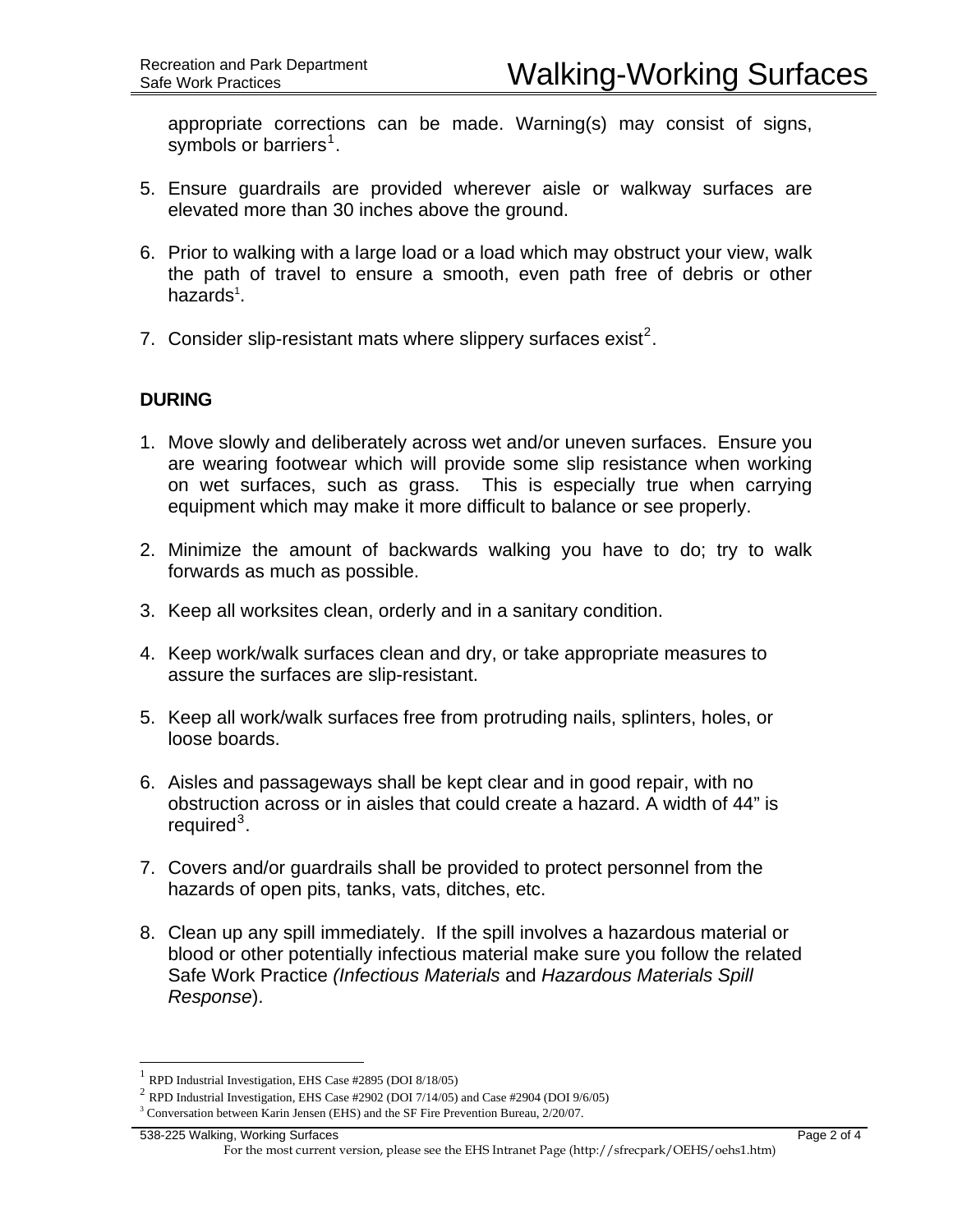appropriate corrections can be made. Warning(s) may consist of signs, symbols or barriers[1].

5. Ensure guardrails are provided wherever aisle or walkway surfaces are elevated more than 30 inches above the ground.

6. Prior to walking with a large load or a load which may obstruct your view, walk the path of travel to ensure a smooth, even path free of debris or other hazards[1].

7. Consider slip-resistant mats where slippery surfaces exist[2].

**DURING**

1. Move slowly and deliberately across wet and/or uneven surfaces. Ensure you are wearing footwear which will provide some slip resistance when working on wet surfaces, such as grass. This is especially true when carrying equipment which may make it more difficult to balance or see properly.

2. Minimize the amount of backwards walking you have to do; try to walk forwards as much as possible.

3. Keep all worksites clean, orderly and in a sanitary condition.

4. Keep work/walk surfaces clean and dry, or take appropriate measures to assure the surfaces are slip-resistant.

5. Keep all work/walk surfaces free from protruding nails, splinters, holes, or loose boards.

6. Aisles and passageways shall be kept clear and in good repair, with no obstruction across or in aisles that could create a hazard. A width of 44" is required[3].

7. Covers and/or guardrails shall be provided to protect personnel from the hazards of open pits, tanks, vats, ditches, etc.

8. Clean up any spill immediately. If the spill involves a hazardous material or blood or other potentially infectious material make sure you follow the related Safe Work Practice *(Infectious Materials* and *Hazardous Materials Spill Response*).

---

[1] RPD Industrial Investigation, EHS Case #2895 (DOI 8/18/05)

[2] RPD Industrial Investigation, EHS Case #2902 (DOI 7/14/05) and Case #2904 (DOI 9/6/05)

[3] Conversation between Karin Jensen (EHS) and the SF Fire Prevention Bureau, 2/20/07.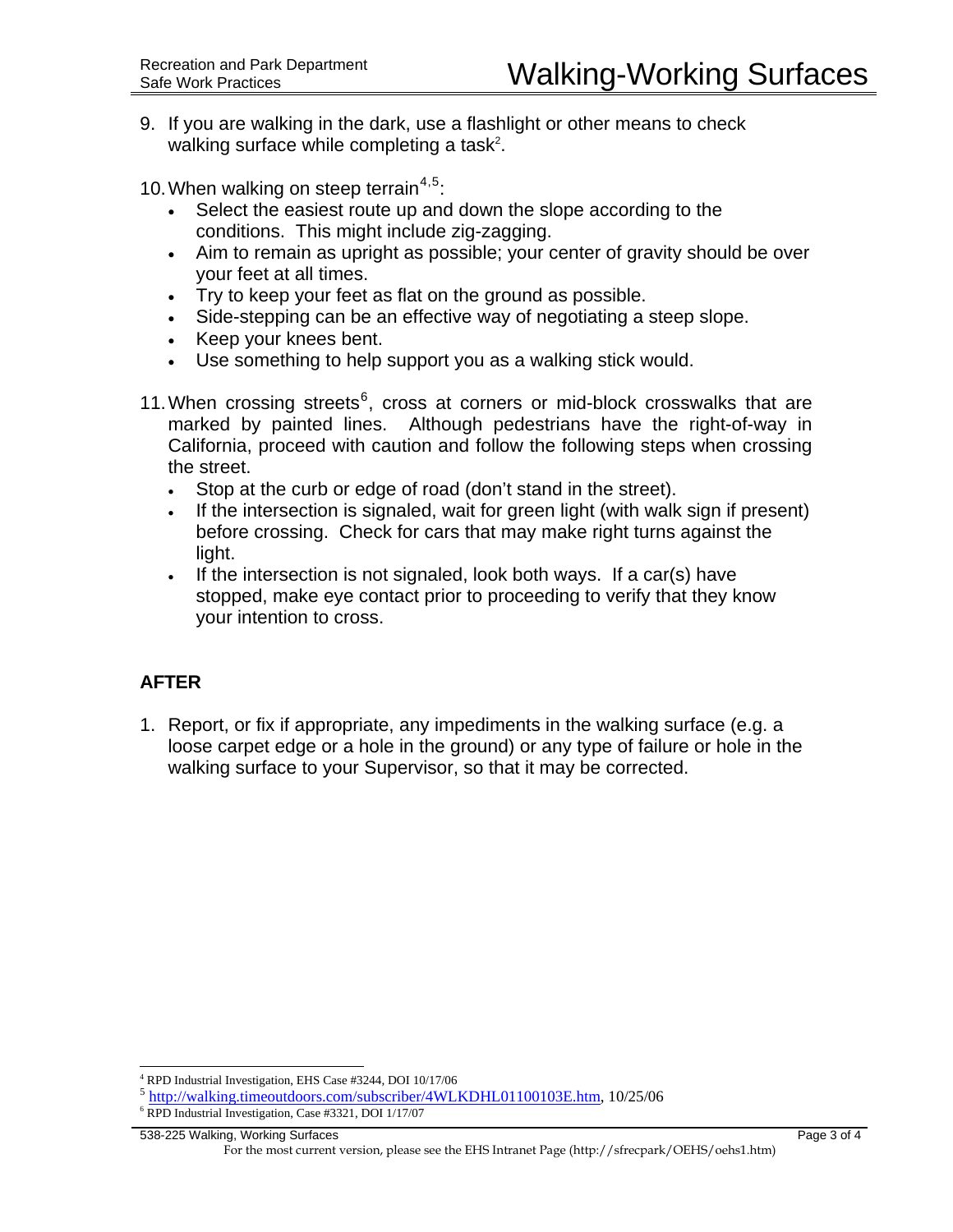9. If you are walking in the dark, use a flashlight or other means to check walking surface while completing a task[2].

10. When walking on steep terrain[4,5]:
    - Select the easiest route up and down the slope according to the conditions. This might include zig-zagging.
    - Aim to remain as upright as possible; your center of gravity should be over your feet at all times.
    - Try to keep your feet as flat on the ground as possible.
    - Side-stepping can be an effective way of negotiating a steep slope.
    - Keep your knees bent.
    - Use something to help support you as a walking stick would.

11. When crossing streets[6], cross at corners or mid-block crosswalks that are marked by painted lines. Although pedestrians have the right-of-way in California, proceed with caution and follow the following steps when crossing the street.
    - Stop at the curb or edge of road (don't stand in the street).
    - If the intersection is signaled, wait for green light (with walk sign if present) before crossing. Check for cars that may make right turns against the light.
    - If the intersection is not signaled, look both ways. If a car(s) have stopped, make eye contact prior to proceeding to verify that they know your intention to cross.

## AFTER

1. Report, or fix if appropriate, any impediments in the walking surface (e.g. a loose carpet edge or a hole in the ground) or any type of failure or hole in the walking surface to your Supervisor, so that it may be corrected.

---

[4] RPD Industrial Investigation, EHS Case #3244, DOI 10/17/06

[5] http://walking.timeoutdoors.com/subscriber/4WLKDHL01100103E.htm, 10/25/06

[6] RPD Industrial Investigation, Case #3321, DOI 1/17/07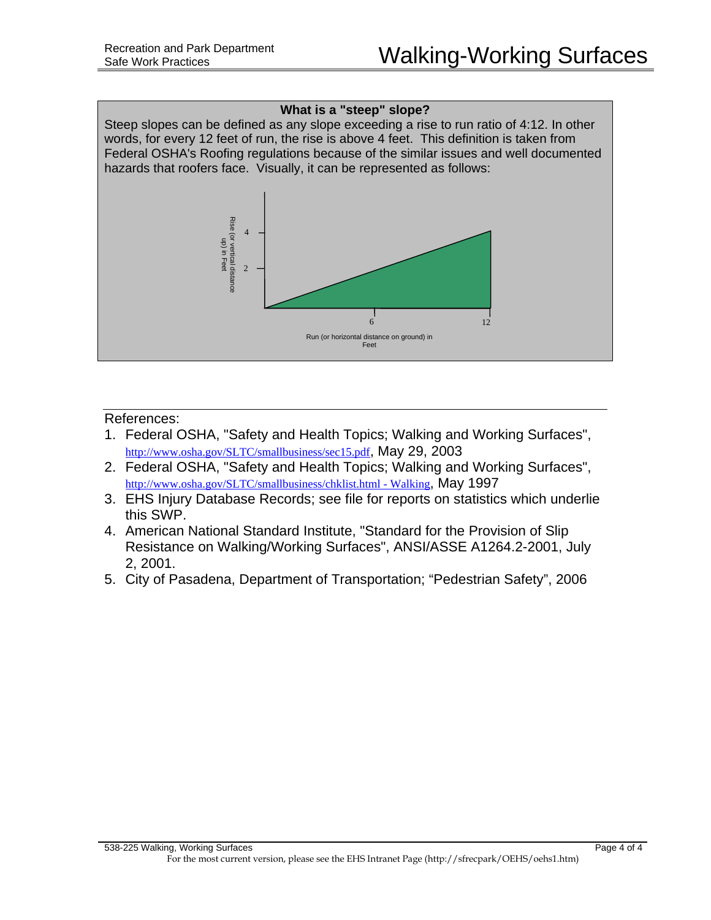**What is a "steep" slope?**

Steep slopes can be defined as any slope exceeding a rise to run ratio of 4:12. In other words, for every 12 feet of run, the rise is above 4 feet. This definition is taken from Federal OSHA's Roofing regulations because of the similar issues and well documented hazards that roofers face. Visually, it can be represented as follows:

Rise (or vertical distance up) in Feet

4

2

6

12

Run (or horizontal distance on ground) in Feet

---

References:

1. Federal OSHA, "Safety and Health Topics; Walking and Working Surfaces", http://www.osha.gov/SLTC/smallbusiness/sec15.pdf, May 29, 2003
2. Federal OSHA, "Safety and Health Topics; Walking and Working Surfaces", http://www.osha.gov/SLTC/smallbusiness/chklist.html - Walking, May 1997
3. EHS Injury Database Records; see file for reports on statistics which underlie this SWP.
4. American National Standard Institute, "Standard for the Provision of Slip Resistance on Walking/Working Surfaces", ANSI/ASSE A1264.2-2001, July 2, 2001.
5. City of Pasadena, Department of Transportation; "Pedestrian Safety", 2006